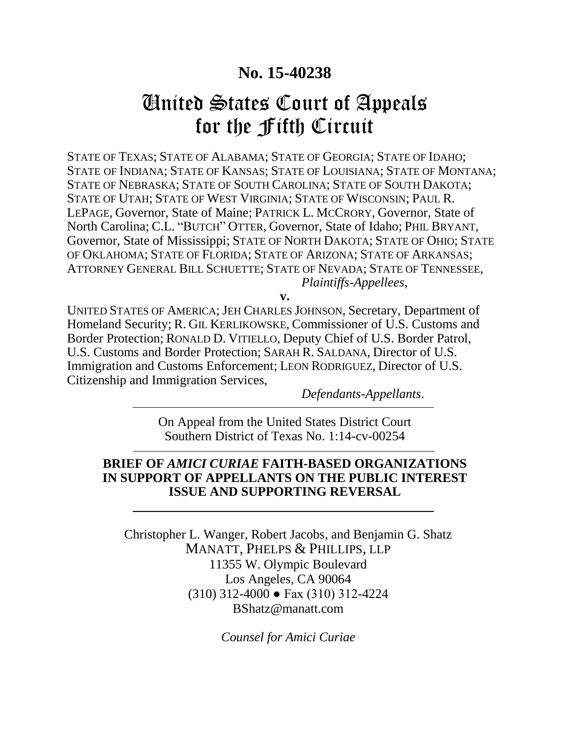**No. 15-40238**

# United States Court of Appeals for the Fifth Circuit

STATE OF TEXAS; STATE OF ALABAMA; STATE OF GEORGIA; STATE OF IDAHO; STATE OF INDIANA; STATE OF KANSAS; STATE OF LOUISIANA; STATE OF MONTANA; STATE OF NEBRASKA; STATE OF SOUTH CAROLINA; STATE OF SOUTH DAKOTA; STATE OF UTAH; STATE OF WEST VIRGINIA; STATE OF WISCONSIN; PAUL R. LEPAGE, Governor, State of Maine; PATRICK L. MCCRORY, Governor, State of North Carolina; C.L. "BUTCH" OTTER, Governor, State of Idaho; PHIL BRYANT, Governor, State of Mississippi; STATE OF NORTH DAKOTA; STATE OF OHIO; STATE OF OKLAHOMA; STATE OF FLORIDA; STATE OF ARIZONA; STATE OF ARKANSAS; ATTORNEY GENERAL BILL SCHUETTE; STATE OF NEVADA; STATE OF TENNESSEE,

*Plaintiffs-Appellees,*

**v.**

UNITED STATES OF AMERICA; JEH CHARLES JOHNSON, Secretary, Department of Homeland Security; R. GIL KERLIKOWSKE, Commissioner of U.S. Customs and Border Protection; RONALD D. VITIELLO, Deputy Chief of U.S. Border Patrol, U.S. Customs and Border Protection; SARAH R. SALDANA, Director of U.S. Immigration and Customs Enforcement; LEON RODRIGUEZ, Director of U.S. Citizenship and Immigration Services,

*Defendants-Appellants.*

---

On Appeal from the United States District Court
Southern District of Texas No. 1:14-cv-00254

---

**BRIEF OF *AMICI CURIAE* FAITH-BASED ORGANIZATIONS IN SUPPORT OF APPELLANTS ON THE PUBLIC INTEREST ISSUE AND SUPPORTING REVERSAL**

---

Christopher L. Wanger, Robert Jacobs, and Benjamin G. Shatz
MANATT, PHELPS & PHILLIPS, LLP
11355 W. Olympic Boulevard
Los Angeles, CA 90064
(310) 312-4000 ● Fax (310) 312-4224
BShatz@manatt.com

*Counsel for Amici Curiae*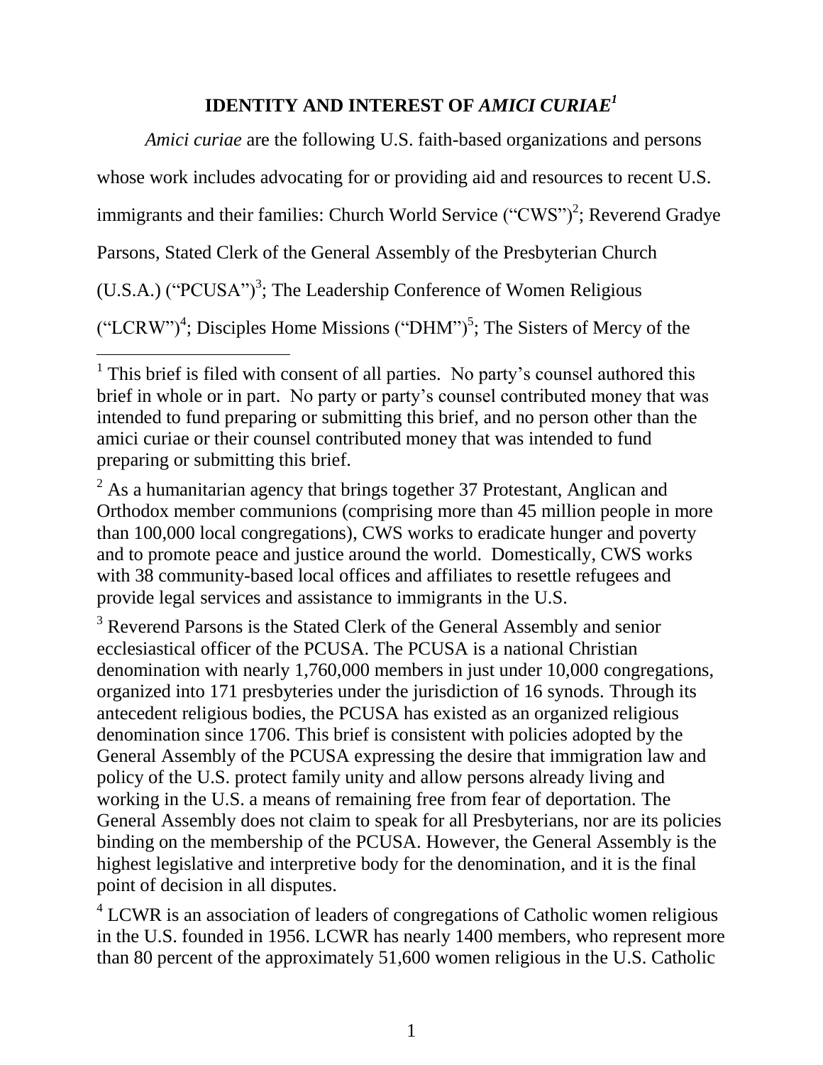## IDENTITY AND INTEREST OF *AMICI CURIAE*[1]

*Amici curiae* are the following U.S. faith-based organizations and persons whose work includes advocating for or providing aid and resources to recent U.S. immigrants and their families: Church World Service ("CWS")[2]; Reverend Gradye Parsons, Stated Clerk of the General Assembly of the Presbyterian Church (U.S.A.) ("PCUSA")[3]; The Leadership Conference of Women Religious ("LCRW")[4]; Disciples Home Missions ("DHM")[5]; The Sisters of Mercy of the

---

[1] This brief is filed with consent of all parties. No party's counsel authored this brief in whole or in part. No party or party's counsel contributed money that was intended to fund preparing or submitting this brief, and no person other than the amici curiae or their counsel contributed money that was intended to fund preparing or submitting this brief.

[2] As a humanitarian agency that brings together 37 Protestant, Anglican and Orthodox member communions (comprising more than 45 million people in more than 100,000 local congregations), CWS works to eradicate hunger and poverty and to promote peace and justice around the world. Domestically, CWS works with 38 community-based local offices and affiliates to resettle refugees and provide legal services and assistance to immigrants in the U.S.

[3] Reverend Parsons is the Stated Clerk of the General Assembly and senior ecclesiastical officer of the PCUSA. The PCUSA is a national Christian denomination with nearly 1,760,000 members in just under 10,000 congregations, organized into 171 presbyteries under the jurisdiction of 16 synods. Through its antecedent religious bodies, the PCUSA has existed as an organized religious denomination since 1706. This brief is consistent with policies adopted by the General Assembly of the PCUSA expressing the desire that immigration law and policy of the U.S. protect family unity and allow persons already living and working in the U.S. a means of remaining free from fear of deportation. The General Assembly does not claim to speak for all Presbyterians, nor are its policies binding on the membership of the PCUSA. However, the General Assembly is the highest legislative and interpretive body for the denomination, and it is the final point of decision in all disputes.

[4] LCWR is an association of leaders of congregations of Catholic women religious in the U.S. founded in 1956. LCWR has nearly 1400 members, who represent more than 80 percent of the approximately 51,600 women religious in the U.S. Catholic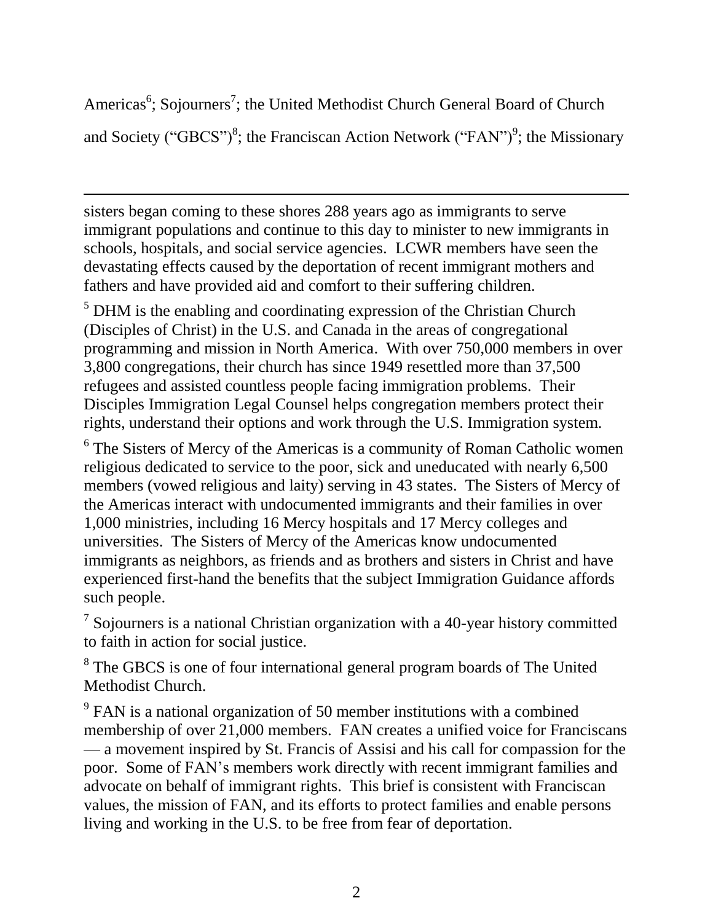Americas[6]; Sojourners[7]; the United Methodist Church General Board of Church and Society ("GBCS")[8]; the Franciscan Action Network ("FAN")[9]; the Missionary

---

sisters began coming to these shores 288 years ago as immigrants to serve immigrant populations and continue to this day to minister to new immigrants in schools, hospitals, and social service agencies. LCWR members have seen the devastating effects caused by the deportation of recent immigrant mothers and fathers and have provided aid and comfort to their suffering children.

[5] DHM is the enabling and coordinating expression of the Christian Church (Disciples of Christ) in the U.S. and Canada in the areas of congregational programming and mission in North America. With over 750,000 members in over 3,800 congregations, their church has since 1949 resettled more than 37,500 refugees and assisted countless people facing immigration problems. Their Disciples Immigration Legal Counsel helps congregation members protect their rights, understand their options and work through the U.S. Immigration system.

[6] The Sisters of Mercy of the Americas is a community of Roman Catholic women religious dedicated to service to the poor, sick and uneducated with nearly 6,500 members (vowed religious and laity) serving in 43 states. The Sisters of Mercy of the Americas interact with undocumented immigrants and their families in over 1,000 ministries, including 16 Mercy hospitals and 17 Mercy colleges and universities. The Sisters of Mercy of the Americas know undocumented immigrants as neighbors, as friends and as brothers and sisters in Christ and have experienced first-hand the benefits that the subject Immigration Guidance affords such people.

[7] Sojourners is a national Christian organization with a 40-year history committed to faith in action for social justice.

[8] The GBCS is one of four international general program boards of The United Methodist Church.

[9] FAN is a national organization of 50 member institutions with a combined membership of over 21,000 members. FAN creates a unified voice for Franciscans — a movement inspired by St. Francis of Assisi and his call for compassion for the poor. Some of FAN's members work directly with recent immigrant families and advocate on behalf of immigrant rights. This brief is consistent with Franciscan values, the mission of FAN, and its efforts to protect families and enable persons living and working in the U.S. to be free from fear of deportation.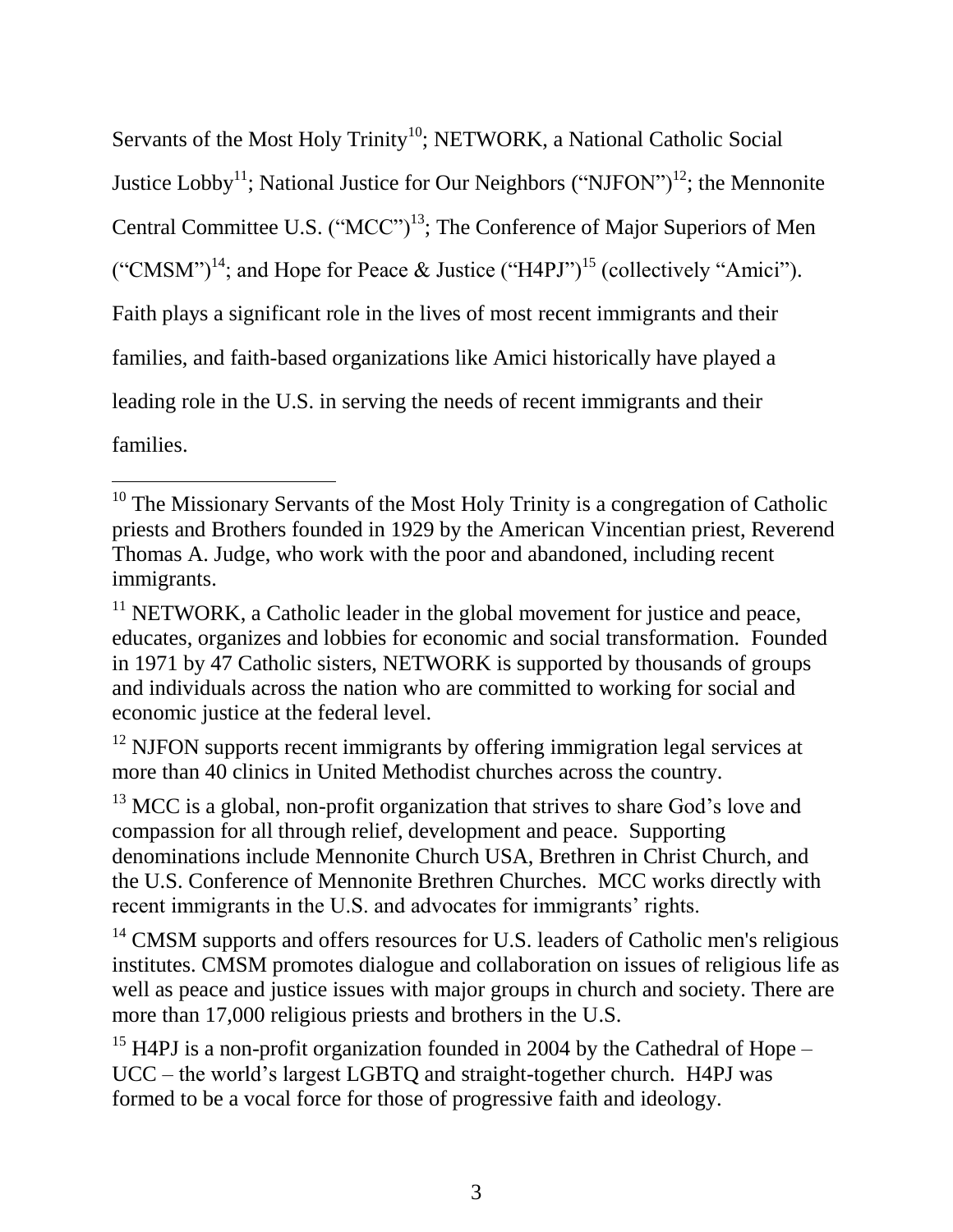Servants of the Most Holy Trinity[10]; NETWORK, a National Catholic Social Justice Lobby[11]; National Justice for Our Neighbors ("NJFON")[12]; the Mennonite Central Committee U.S. ("MCC")[13]; The Conference of Major Superiors of Men ("CMSM")[14]; and Hope for Peace & Justice ("H4PJ")[15] (collectively "Amici"). Faith plays a significant role in the lives of most recent immigrants and their families, and faith-based organizations like Amici historically have played a leading role in the U.S. in serving the needs of recent immigrants and their families.

---

[10] The Missionary Servants of the Most Holy Trinity is a congregation of Catholic priests and Brothers founded in 1929 by the American Vincentian priest, Reverend Thomas A. Judge, who work with the poor and abandoned, including recent immigrants.

[11] NETWORK, a Catholic leader in the global movement for justice and peace, educates, organizes and lobbies for economic and social transformation. Founded in 1971 by 47 Catholic sisters, NETWORK is supported by thousands of groups and individuals across the nation who are committed to working for social and economic justice at the federal level.

[12] NJFON supports recent immigrants by offering immigration legal services at more than 40 clinics in United Methodist churches across the country.

[13] MCC is a global, non-profit organization that strives to share God's love and compassion for all through relief, development and peace. Supporting denominations include Mennonite Church USA, Brethren in Christ Church, and the U.S. Conference of Mennonite Brethren Churches. MCC works directly with recent immigrants in the U.S. and advocates for immigrants' rights.

[14] CMSM supports and offers resources for U.S. leaders of Catholic men's religious institutes. CMSM promotes dialogue and collaboration on issues of religious life as well as peace and justice issues with major groups in church and society. There are more than 17,000 religious priests and brothers in the U.S.

[15] H4PJ is a non-profit organization founded in 2004 by the Cathedral of Hope – UCC – the world's largest LGBTQ and straight-together church. H4PJ was formed to be a vocal force for those of progressive faith and ideology.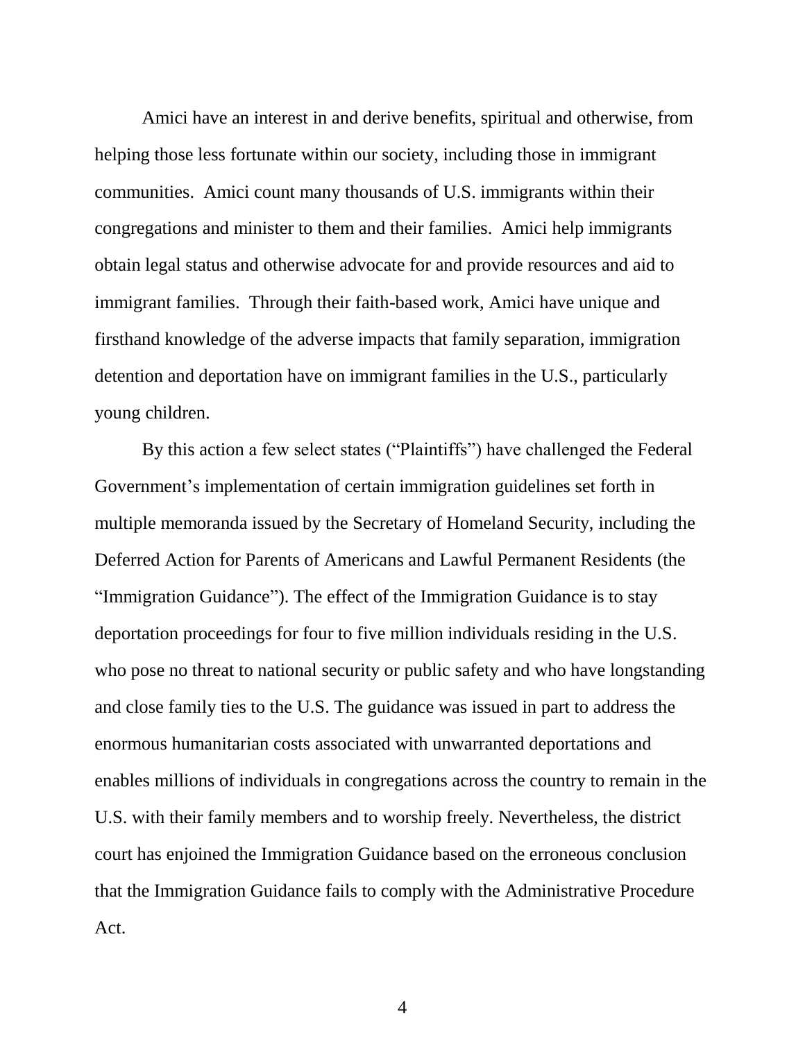Amici have an interest in and derive benefits, spiritual and otherwise, from helping those less fortunate within our society, including those in immigrant communities. Amici count many thousands of U.S. immigrants within their congregations and minister to them and their families. Amici help immigrants obtain legal status and otherwise advocate for and provide resources and aid to immigrant families. Through their faith-based work, Amici have unique and firsthand knowledge of the adverse impacts that family separation, immigration detention and deportation have on immigrant families in the U.S., particularly young children.

By this action a few select states ("Plaintiffs") have challenged the Federal Government's implementation of certain immigration guidelines set forth in multiple memoranda issued by the Secretary of Homeland Security, including the Deferred Action for Parents of Americans and Lawful Permanent Residents (the "Immigration Guidance"). The effect of the Immigration Guidance is to stay deportation proceedings for four to five million individuals residing in the U.S. who pose no threat to national security or public safety and who have longstanding and close family ties to the U.S. The guidance was issued in part to address the enormous humanitarian costs associated with unwarranted deportations and enables millions of individuals in congregations across the country to remain in the U.S. with their family members and to worship freely. Nevertheless, the district court has enjoined the Immigration Guidance based on the erroneous conclusion that the Immigration Guidance fails to comply with the Administrative Procedure Act.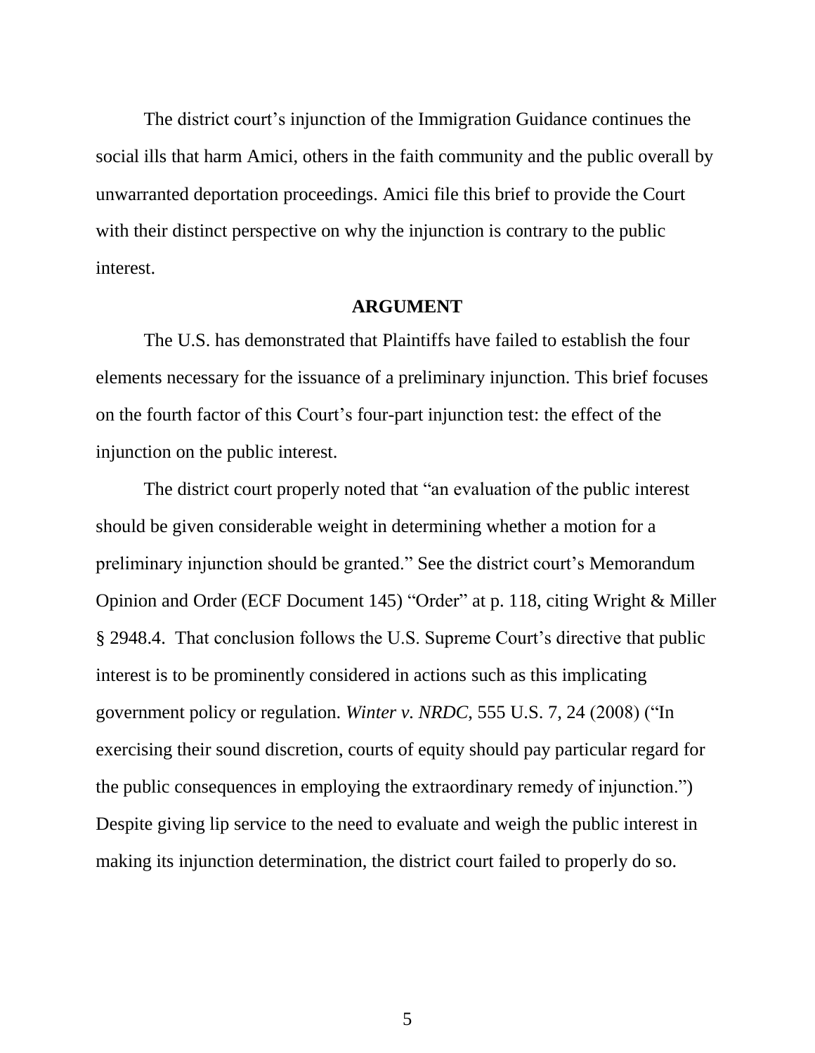The district court's injunction of the Immigration Guidance continues the social ills that harm Amici, others in the faith community and the public overall by unwarranted deportation proceedings. Amici file this brief to provide the Court with their distinct perspective on why the injunction is contrary to the public interest.

## ARGUMENT

The U.S. has demonstrated that Plaintiffs have failed to establish the four elements necessary for the issuance of a preliminary injunction. This brief focuses on the fourth factor of this Court's four-part injunction test: the effect of the injunction on the public interest.

The district court properly noted that "an evaluation of the public interest should be given considerable weight in determining whether a motion for a preliminary injunction should be granted." See the district court's Memorandum Opinion and Order (ECF Document 145) "Order" at p. 118, citing Wright & Miller § 2948.4. That conclusion follows the U.S. Supreme Court's directive that public interest is to be prominently considered in actions such as this implicating government policy or regulation. *Winter v. NRDC*, 555 U.S. 7, 24 (2008) ("In exercising their sound discretion, courts of equity should pay particular regard for the public consequences in employing the extraordinary remedy of injunction.") Despite giving lip service to the need to evaluate and weigh the public interest in making its injunction determination, the district court failed to properly do so.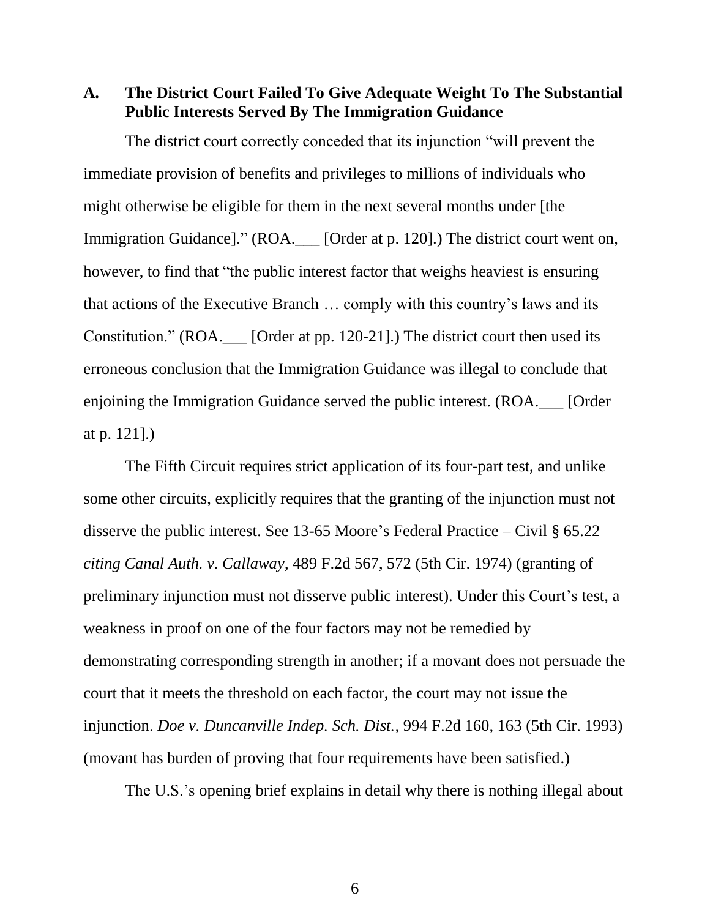### A. The District Court Failed To Give Adequate Weight To The Substantial Public Interests Served By The Immigration Guidance

The district court correctly conceded that its injunction "will prevent the immediate provision of benefits and privileges to millions of individuals who might otherwise be eligible for them in the next several months under [the Immigration Guidance]." (ROA.___ [Order at p. 120].) The district court went on, however, to find that "the public interest factor that weighs heaviest is ensuring that actions of the Executive Branch … comply with this country's laws and its Constitution." (ROA.___ [Order at pp. 120-21].) The district court then used its erroneous conclusion that the Immigration Guidance was illegal to conclude that enjoining the Immigration Guidance served the public interest. (ROA.___ [Order at p. 121].)

The Fifth Circuit requires strict application of its four-part test, and unlike some other circuits, explicitly requires that the granting of the injunction must not disserve the public interest. See 13-65 Moore's Federal Practice – Civil § 65.22 *citing Canal Auth. v. Callaway*, 489 F.2d 567, 572 (5th Cir. 1974) (granting of preliminary injunction must not disserve public interest). Under this Court's test, a weakness in proof on one of the four factors may not be remedied by demonstrating corresponding strength in another; if a movant does not persuade the court that it meets the threshold on each factor, the court may not issue the injunction. *Doe v. Duncanville Indep. Sch. Dist.*, 994 F.2d 160, 163 (5th Cir. 1993) (movant has burden of proving that four requirements have been satisfied.)

The U.S.'s opening brief explains in detail why there is nothing illegal about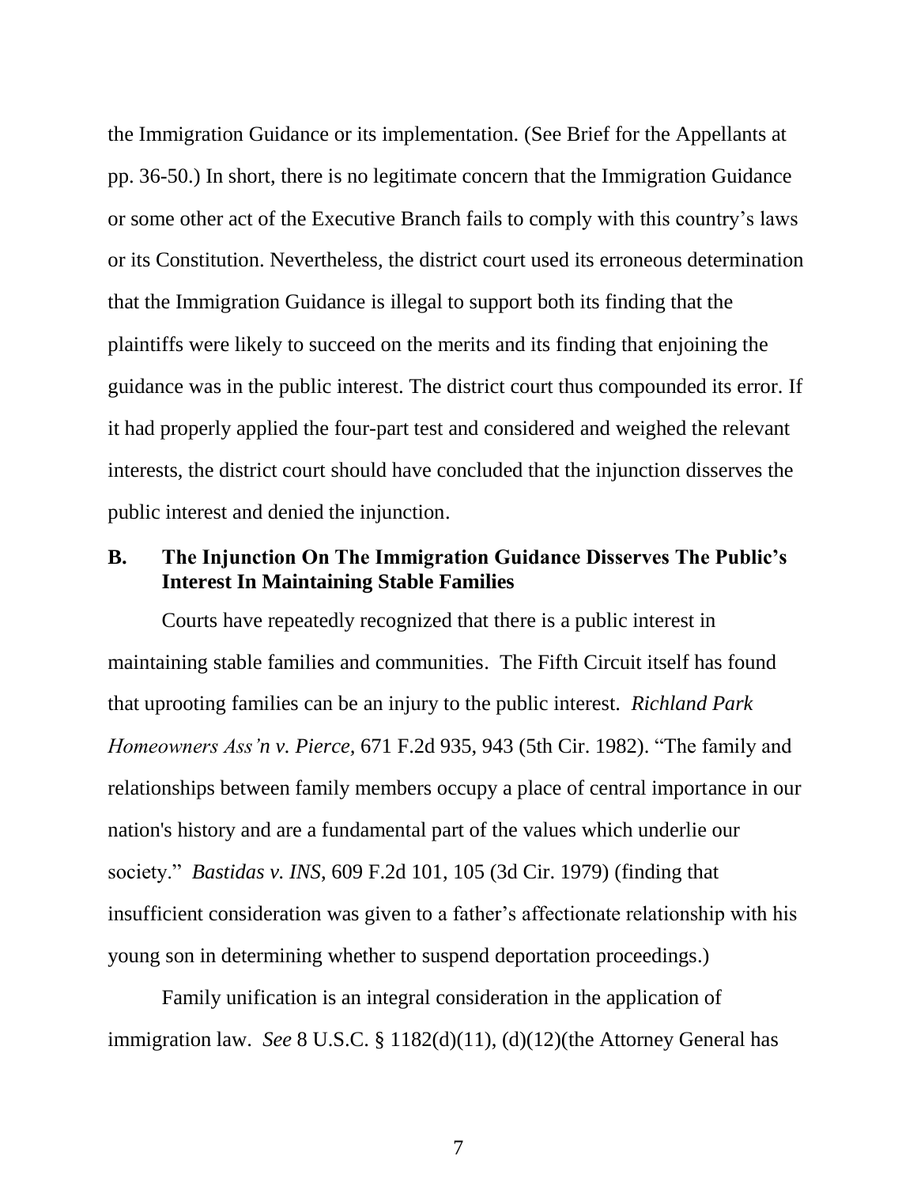the Immigration Guidance or its implementation. (See Brief for the Appellants at pp. 36-50.) In short, there is no legitimate concern that the Immigration Guidance or some other act of the Executive Branch fails to comply with this country's laws or its Constitution. Nevertheless, the district court used its erroneous determination that the Immigration Guidance is illegal to support both its finding that the plaintiffs were likely to succeed on the merits and its finding that enjoining the guidance was in the public interest. The district court thus compounded its error. If it had properly applied the four-part test and considered and weighed the relevant interests, the district court should have concluded that the injunction disserves the public interest and denied the injunction.

## B. The Injunction On The Immigration Guidance Disserves The Public's Interest In Maintaining Stable Families

Courts have repeatedly recognized that there is a public interest in maintaining stable families and communities. The Fifth Circuit itself has found that uprooting families can be an injury to the public interest. *Richland Park Homeowners Ass'n v. Pierce*, 671 F.2d 935, 943 (5th Cir. 1982). "The family and relationships between family members occupy a place of central importance in our nation's history and are a fundamental part of the values which underlie our society." *Bastidas v. INS*, 609 F.2d 101, 105 (3d Cir. 1979) (finding that insufficient consideration was given to a father's affectionate relationship with his young son in determining whether to suspend deportation proceedings.)

Family unification is an integral consideration in the application of immigration law. *See* 8 U.S.C. § 1182(d)(11), (d)(12)(the Attorney General has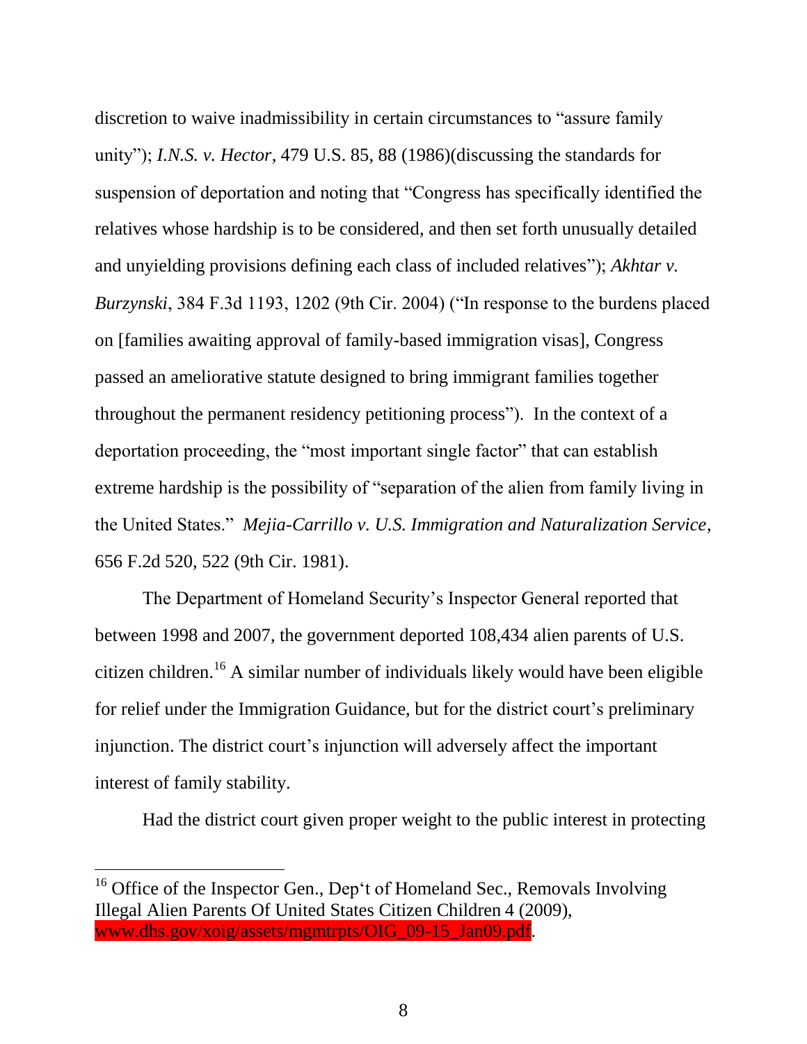discretion to waive inadmissibility in certain circumstances to "assure family unity"); *I.N.S. v. Hector*, 479 U.S. 85, 88 (1986)(discussing the standards for suspension of deportation and noting that "Congress has specifically identified the relatives whose hardship is to be considered, and then set forth unusually detailed and unyielding provisions defining each class of included relatives"); *Akhtar v. Burzynski*, 384 F.3d 1193, 1202 (9th Cir. 2004) ("In response to the burdens placed on [families awaiting approval of family-based immigration visas], Congress passed an ameliorative statute designed to bring immigrant families together throughout the permanent residency petitioning process"). In the context of a deportation proceeding, the "most important single factor" that can establish extreme hardship is the possibility of "separation of the alien from family living in the United States." *Mejia-Carrillo v. U.S. Immigration and Naturalization Service*, 656 F.2d 520, 522 (9th Cir. 1981).

The Department of Homeland Security's Inspector General reported that between 1998 and 2007, the government deported 108,434 alien parents of U.S. citizen children.[16] A similar number of individuals likely would have been eligible for relief under the Immigration Guidance, but for the district court's preliminary injunction. The district court's injunction will adversely affect the important interest of family stability.

Had the district court given proper weight to the public interest in protecting

[16] Office of the Inspector Gen., Dep't of Homeland Sec., Removals Involving Illegal Alien Parents Of United States Citizen Children 4 (2009), www.dhs.gov/xoig/assets/mgmtrpts/OIG_09-15_Jan09.pdf.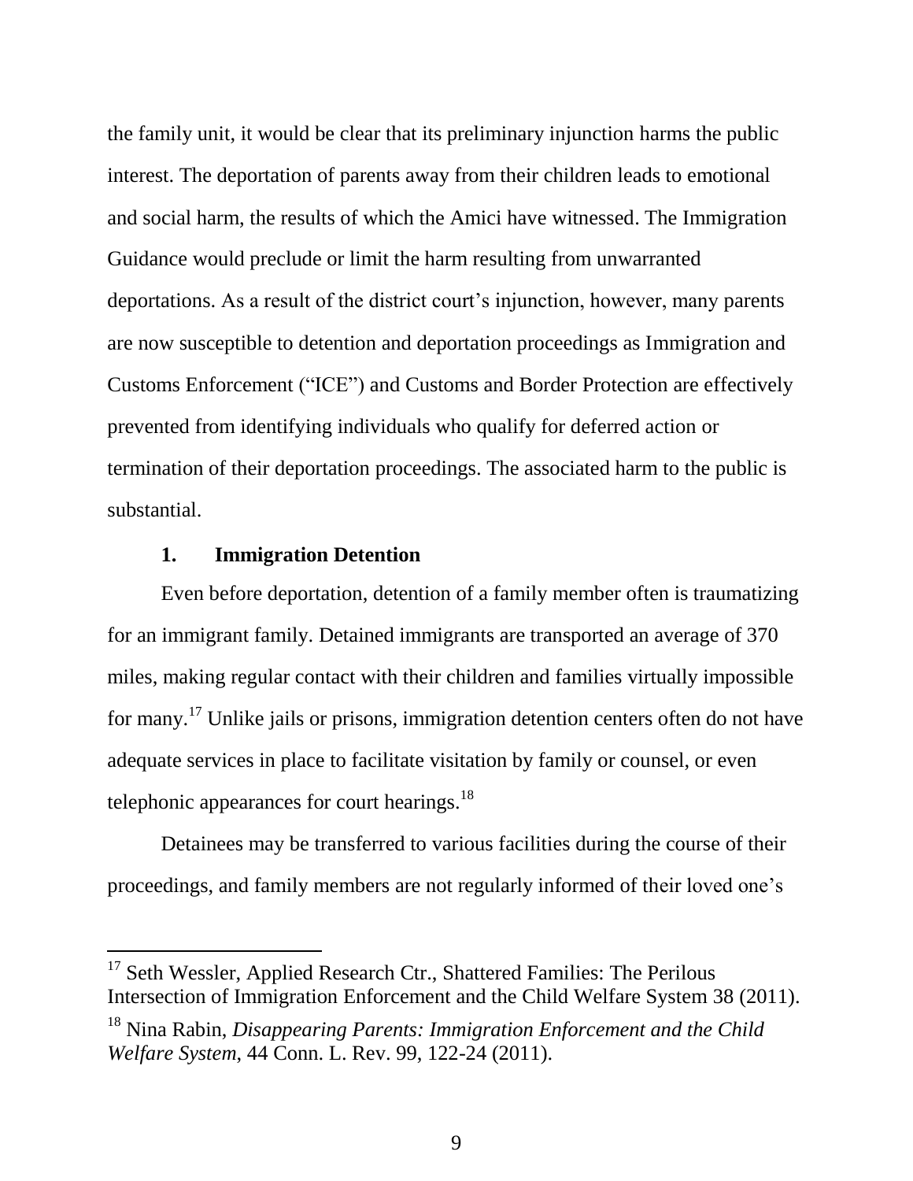the family unit, it would be clear that its preliminary injunction harms the public interest. The deportation of parents away from their children leads to emotional and social harm, the results of which the Amici have witnessed. The Immigration Guidance would preclude or limit the harm resulting from unwarranted deportations. As a result of the district court's injunction, however, many parents are now susceptible to detention and deportation proceedings as Immigration and Customs Enforcement ("ICE") and Customs and Border Protection are effectively prevented from identifying individuals who qualify for deferred action or termination of their deportation proceedings. The associated harm to the public is substantial.

### 1. Immigration Detention

Even before deportation, detention of a family member often is traumatizing for an immigrant family. Detained immigrants are transported an average of 370 miles, making regular contact with their children and families virtually impossible for many.[17] Unlike jails or prisons, immigration detention centers often do not have adequate services in place to facilitate visitation by family or counsel, or even telephonic appearances for court hearings.[18]

Detainees may be transferred to various facilities during the course of their proceedings, and family members are not regularly informed of their loved one's

---

[17] Seth Wessler, Applied Research Ctr., Shattered Families: The Perilous Intersection of Immigration Enforcement and the Child Welfare System 38 (2011).

[18] Nina Rabin, *Disappearing Parents: Immigration Enforcement and the Child Welfare System*, 44 Conn. L. Rev. 99, 122-24 (2011).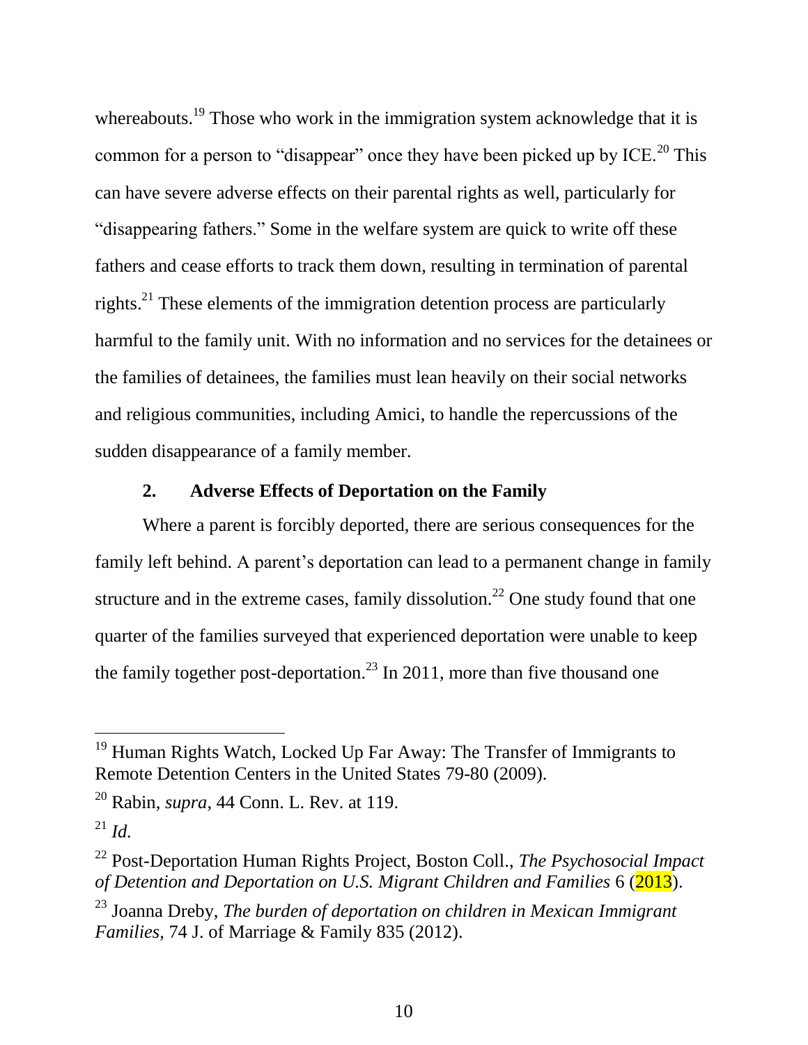whereabouts.[19] Those who work in the immigration system acknowledge that it is common for a person to "disappear" once they have been picked up by ICE.[20] This can have severe adverse effects on their parental rights as well, particularly for "disappearing fathers." Some in the welfare system are quick to write off these fathers and cease efforts to track them down, resulting in termination of parental rights.[21] These elements of the immigration detention process are particularly harmful to the family unit. With no information and no services for the detainees or the families of detainees, the families must lean heavily on their social networks and religious communities, including Amici, to handle the repercussions of the sudden disappearance of a family member.

### 2. Adverse Effects of Deportation on the Family

Where a parent is forcibly deported, there are serious consequences for the family left behind. A parent's deportation can lead to a permanent change in family structure and in the extreme cases, family dissolution.[22] One study found that one quarter of the families surveyed that experienced deportation were unable to keep the family together post-deportation.[23] In 2011, more than five thousand one

---

[19] Human Rights Watch, Locked Up Far Away: The Transfer of Immigrants to Remote Detention Centers in the United States 79-80 (2009).

[20] Rabin, *supra*, 44 Conn. L. Rev. at 119.

[21] *Id.*

[22] Post-Deportation Human Rights Project, Boston Coll., *The Psychosocial Impact of Detention and Deportation on U.S. Migrant Children and Families* 6 (2013).

[23] Joanna Dreby, *The burden of deportation on children in Mexican Immigrant Families*, 74 J. of Marriage & Family 835 (2012).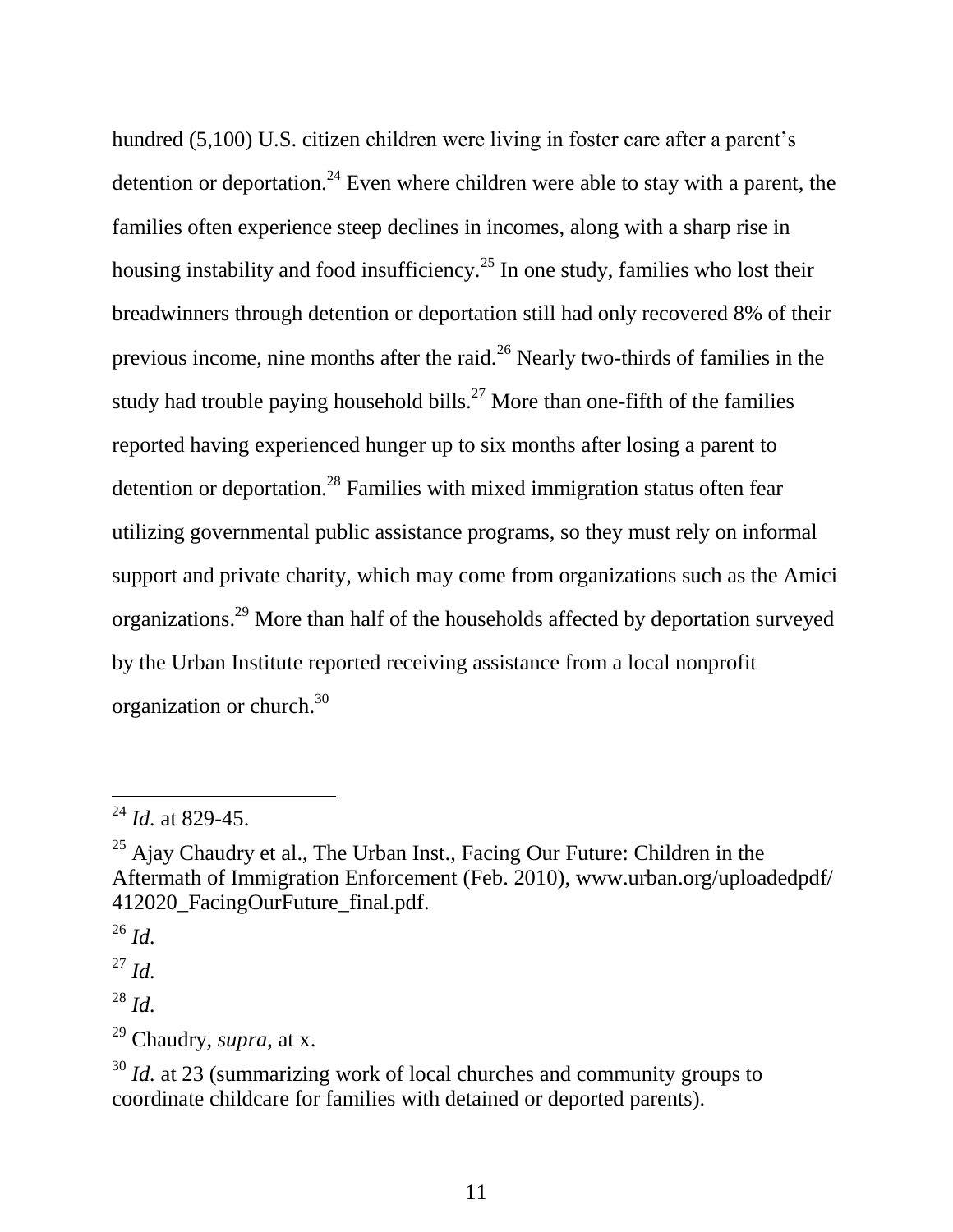hundred (5,100) U.S. citizen children were living in foster care after a parent's detention or deportation.[24] Even where children were able to stay with a parent, the families often experience steep declines in incomes, along with a sharp rise in housing instability and food insufficiency.[25] In one study, families who lost their breadwinners through detention or deportation still had only recovered 8% of their previous income, nine months after the raid.[26] Nearly two-thirds of families in the study had trouble paying household bills.[27] More than one-fifth of the families reported having experienced hunger up to six months after losing a parent to detention or deportation.[28] Families with mixed immigration status often fear utilizing governmental public assistance programs, so they must rely on informal support and private charity, which may come from organizations such as the Amici organizations.[29] More than half of the households affected by deportation surveyed by the Urban Institute reported receiving assistance from a local nonprofit organization or church.[30]

---

[24] *Id.* at 829-45.

[25] Ajay Chaudry et al., The Urban Inst., Facing Our Future: Children in the Aftermath of Immigration Enforcement (Feb. 2010), www.urban.org/uploadedpdf/412020_FacingOurFuture_final.pdf.

[26] *Id.*

[27] *Id.*

[28] *Id.*

[29] Chaudry, *supra*, at x.

[30] *Id.* at 23 (summarizing work of local churches and community groups to coordinate childcare for families with detained or deported parents).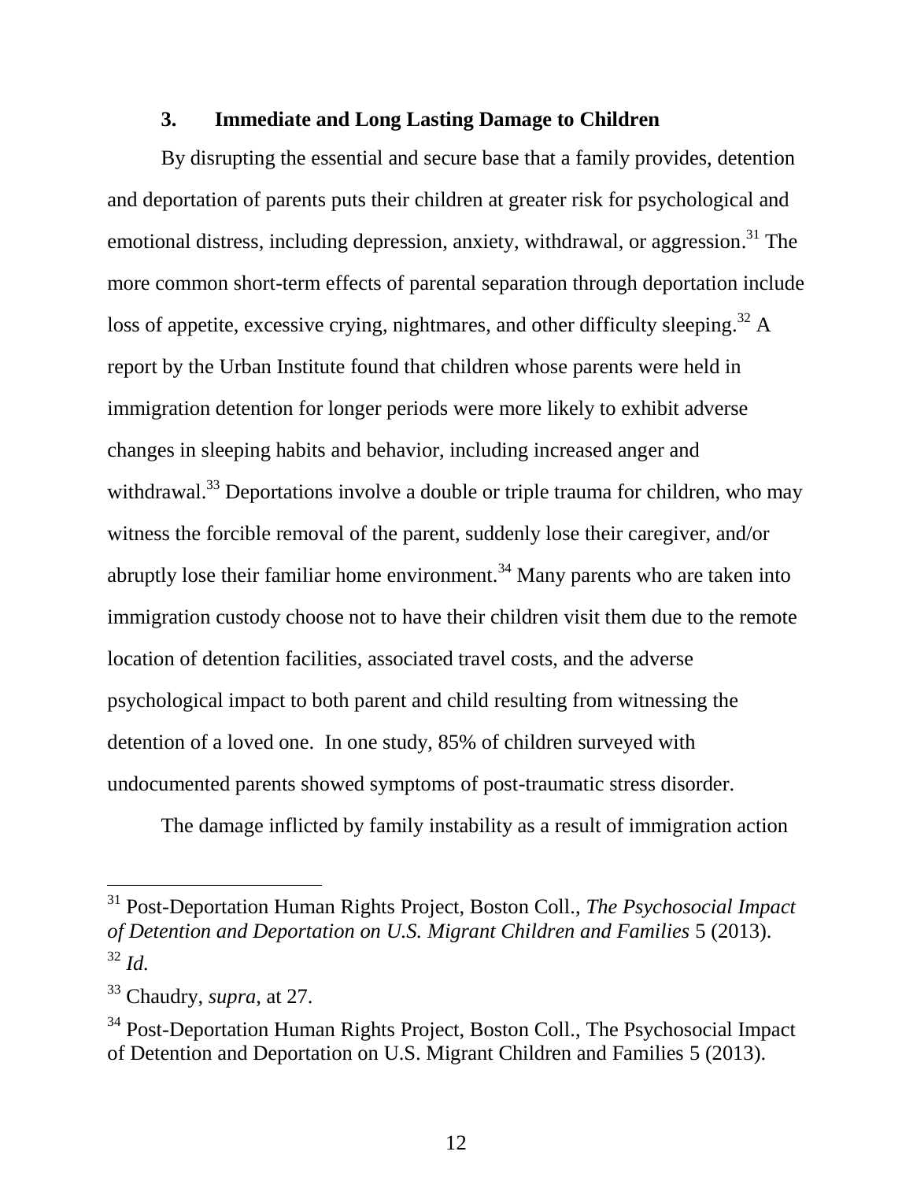### 3. Immediate and Long Lasting Damage to Children

By disrupting the essential and secure base that a family provides, detention and deportation of parents puts their children at greater risk for psychological and emotional distress, including depression, anxiety, withdrawal, or aggression.[31] The more common short-term effects of parental separation through deportation include loss of appetite, excessive crying, nightmares, and other difficulty sleeping.[32] A report by the Urban Institute found that children whose parents were held in immigration detention for longer periods were more likely to exhibit adverse changes in sleeping habits and behavior, including increased anger and withdrawal.[33] Deportations involve a double or triple trauma for children, who may witness the forcible removal of the parent, suddenly lose their caregiver, and/or abruptly lose their familiar home environment.[34] Many parents who are taken into immigration custody choose not to have their children visit them due to the remote location of detention facilities, associated travel costs, and the adverse psychological impact to both parent and child resulting from witnessing the detention of a loved one. In one study, 85% of children surveyed with undocumented parents showed symptoms of post-traumatic stress disorder.

The damage inflicted by family instability as a result of immigration action

---

[31] Post-Deportation Human Rights Project, Boston Coll., *The Psychosocial Impact of Detention and Deportation on U.S. Migrant Children and Families* 5 (2013).

[32] *Id.*

[33] Chaudry, *supra*, at 27.

[34] Post-Deportation Human Rights Project, Boston Coll., The Psychosocial Impact of Detention and Deportation on U.S. Migrant Children and Families 5 (2013).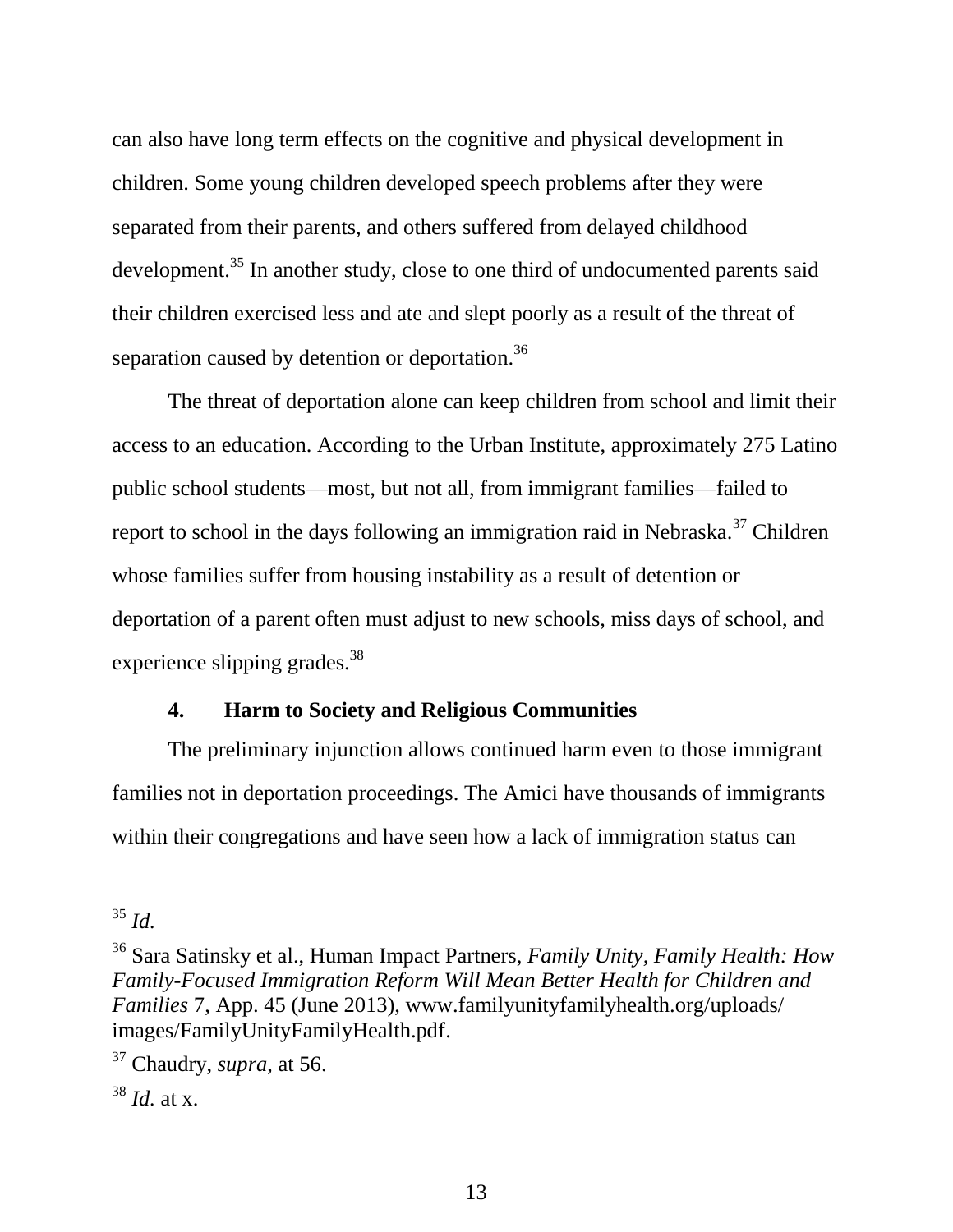can also have long term effects on the cognitive and physical development in children. Some young children developed speech problems after they were separated from their parents, and others suffered from delayed childhood development.[35] In another study, close to one third of undocumented parents said their children exercised less and ate and slept poorly as a result of the threat of separation caused by detention or deportation.[36]

The threat of deportation alone can keep children from school and limit their access to an education. According to the Urban Institute, approximately 275 Latino public school students—most, but not all, from immigrant families—failed to report to school in the days following an immigration raid in Nebraska.[37] Children whose families suffer from housing instability as a result of detention or deportation of a parent often must adjust to new schools, miss days of school, and experience slipping grades.[38]

### 4. Harm to Society and Religious Communities

The preliminary injunction allows continued harm even to those immigrant families not in deportation proceedings. The Amici have thousands of immigrants within their congregations and have seen how a lack of immigration status can

---

[35] *Id.*

[36] Sara Satinsky et al., Human Impact Partners, *Family Unity, Family Health: How Family-Focused Immigration Reform Will Mean Better Health for Children and Families* 7, App. 45 (June 2013), www.familyunityfamilyhealth.org/uploads/images/FamilyUnityFamilyHealth.pdf.

[37] Chaudry, *supra*, at 56.

[38] *Id.* at x.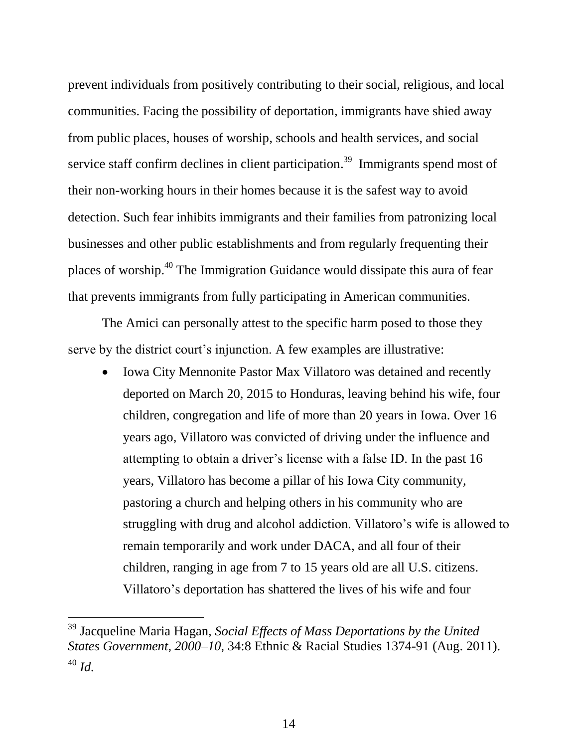prevent individuals from positively contributing to their social, religious, and local communities. Facing the possibility of deportation, immigrants have shied away from public places, houses of worship, schools and health services, and social service staff confirm declines in client participation.[39] Immigrants spend most of their non-working hours in their homes because it is the safest way to avoid detection. Such fear inhibits immigrants and their families from patronizing local businesses and other public establishments and from regularly frequenting their places of worship.[40] The Immigration Guidance would dissipate this aura of fear that prevents immigrants from fully participating in American communities.

The Amici can personally attest to the specific harm posed to those they serve by the district court's injunction. A few examples are illustrative:

- Iowa City Mennonite Pastor Max Villatoro was detained and recently deported on March 20, 2015 to Honduras, leaving behind his wife, four children, congregation and life of more than 20 years in Iowa. Over 16 years ago, Villatoro was convicted of driving under the influence and attempting to obtain a driver's license with a false ID. In the past 16 years, Villatoro has become a pillar of his Iowa City community, pastoring a church and helping others in his community who are struggling with drug and alcohol addiction. Villatoro's wife is allowed to remain temporarily and work under DACA, and all four of their children, ranging in age from 7 to 15 years old are all U.S. citizens. Villatoro's deportation has shattered the lives of his wife and four

---

[39] Jacqueline Maria Hagan, *Social Effects of Mass Deportations by the United States Government, 2000–10*, 34:8 Ethnic & Racial Studies 1374-91 (Aug. 2011).

[40] *Id.*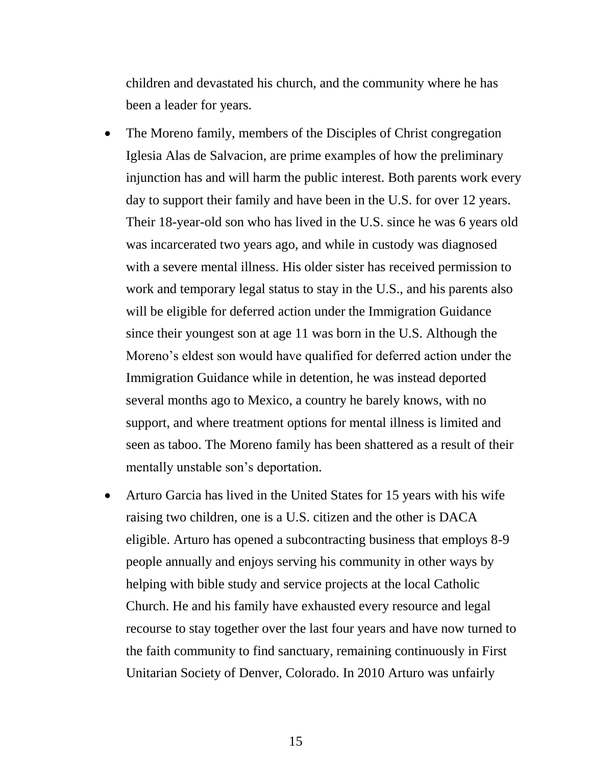children and devastated his church, and the community where he has been a leader for years.

- The Moreno family, members of the Disciples of Christ congregation Iglesia Alas de Salvacion, are prime examples of how the preliminary injunction has and will harm the public interest. Both parents work every day to support their family and have been in the U.S. for over 12 years. Their 18-year-old son who has lived in the U.S. since he was 6 years old was incarcerated two years ago, and while in custody was diagnosed with a severe mental illness. His older sister has received permission to work and temporary legal status to stay in the U.S., and his parents also will be eligible for deferred action under the Immigration Guidance since their youngest son at age 11 was born in the U.S. Although the Moreno's eldest son would have qualified for deferred action under the Immigration Guidance while in detention, he was instead deported several months ago to Mexico, a country he barely knows, with no support, and where treatment options for mental illness is limited and seen as taboo. The Moreno family has been shattered as a result of their mentally unstable son's deportation.
- Arturo Garcia has lived in the United States for 15 years with his wife raising two children, one is a U.S. citizen and the other is DACA eligible. Arturo has opened a subcontracting business that employs 8-9 people annually and enjoys serving his community in other ways by helping with bible study and service projects at the local Catholic Church. He and his family have exhausted every resource and legal recourse to stay together over the last four years and have now turned to the faith community to find sanctuary, remaining continuously in First Unitarian Society of Denver, Colorado. In 2010 Arturo was unfairly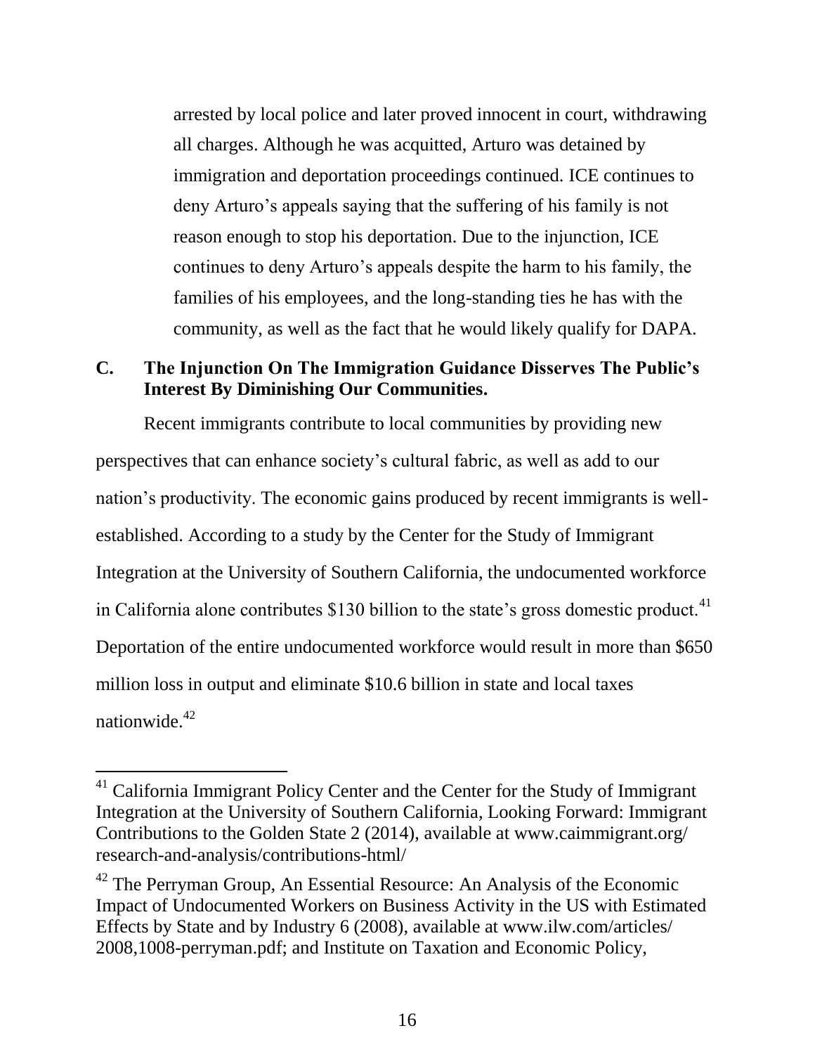arrested by local police and later proved innocent in court, withdrawing all charges. Although he was acquitted, Arturo was detained by immigration and deportation proceedings continued. ICE continues to deny Arturo's appeals saying that the suffering of his family is not reason enough to stop his deportation. Due to the injunction, ICE continues to deny Arturo's appeals despite the harm to his family, the families of his employees, and the long-standing ties he has with the community, as well as the fact that he would likely qualify for DAPA.

### C. The Injunction On The Immigration Guidance Disserves The Public's Interest By Diminishing Our Communities.

Recent immigrants contribute to local communities by providing new perspectives that can enhance society's cultural fabric, as well as add to our nation's productivity. The economic gains produced by recent immigrants is well-established. According to a study by the Center for the Study of Immigrant Integration at the University of Southern California, the undocumented workforce in California alone contributes $130 billion to the state's gross domestic product.[41] Deportation of the entire undocumented workforce would result in more than $650 million loss in output and eliminate $10.6 billion in state and local taxes nationwide.[42]

---

[41] California Immigrant Policy Center and the Center for the Study of Immigrant Integration at the University of Southern California, Looking Forward: Immigrant Contributions to the Golden State 2 (2014), available at www.caimmigrant.org/research-and-analysis/contributions-html/

[42] The Perryman Group, An Essential Resource: An Analysis of the Economic Impact of Undocumented Workers on Business Activity in the US with Estimated Effects by State and by Industry 6 (2008), available at www.ilw.com/articles/2008,1008-perryman.pdf; and Institute on Taxation and Economic Policy,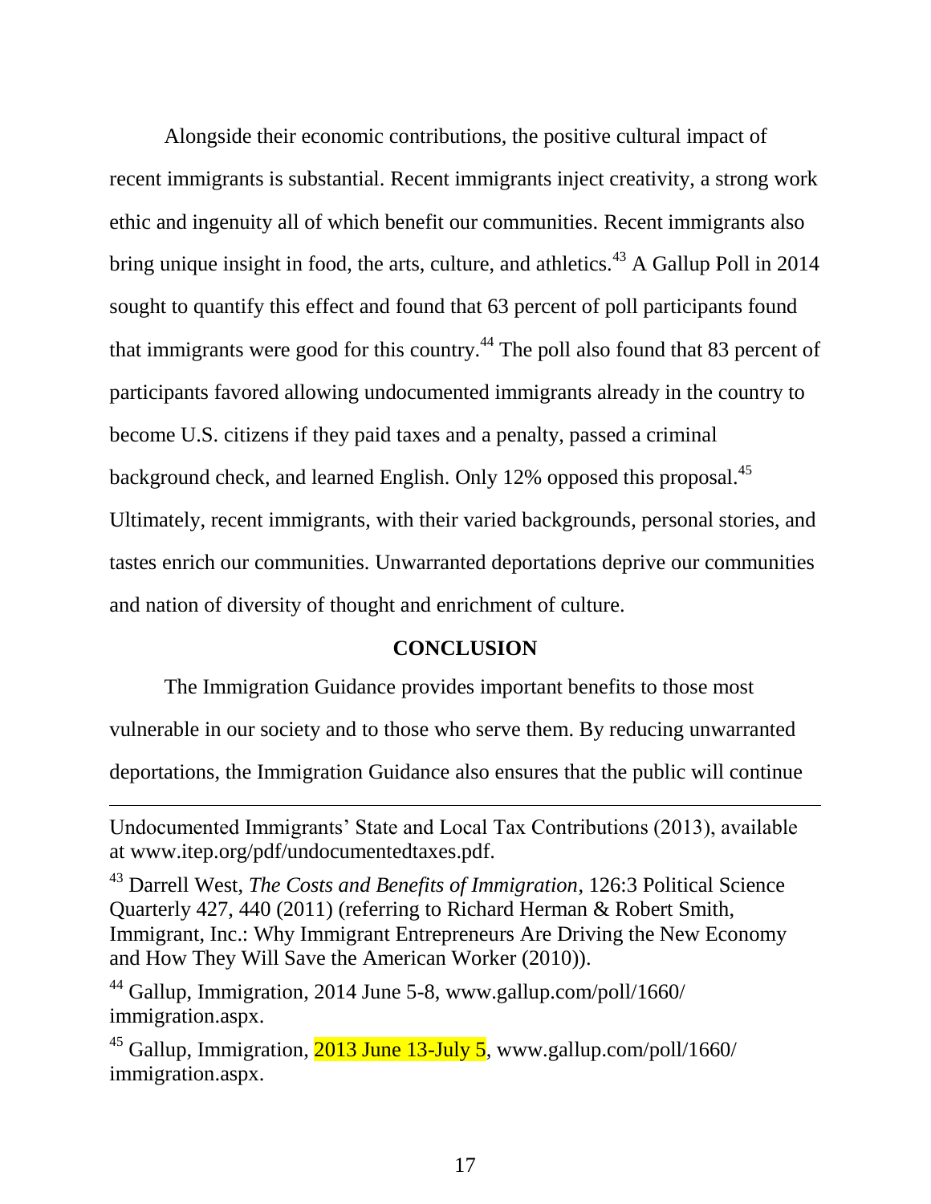Alongside their economic contributions, the positive cultural impact of recent immigrants is substantial. Recent immigrants inject creativity, a strong work ethic and ingenuity all of which benefit our communities. Recent immigrants also bring unique insight in food, the arts, culture, and athletics.[43] A Gallup Poll in 2014 sought to quantify this effect and found that 63 percent of poll participants found that immigrants were good for this country.[44] The poll also found that 83 percent of participants favored allowing undocumented immigrants already in the country to become U.S. citizens if they paid taxes and a penalty, passed a criminal background check, and learned English. Only 12% opposed this proposal.[45] Ultimately, recent immigrants, with their varied backgrounds, personal stories, and tastes enrich our communities. Unwarranted deportations deprive our communities and nation of diversity of thought and enrichment of culture.

## CONCLUSION

The Immigration Guidance provides important benefits to those most vulnerable in our society and to those who serve them. By reducing unwarranted deportations, the Immigration Guidance also ensures that the public will continue

---

Undocumented Immigrants' State and Local Tax Contributions (2013), available at www.itep.org/pdf/undocumentedtaxes.pdf.

[43] Darrell West, *The Costs and Benefits of Immigration*, 126:3 Political Science Quarterly 427, 440 (2011) (referring to Richard Herman & Robert Smith, Immigrant, Inc.: Why Immigrant Entrepreneurs Are Driving the New Economy and How They Will Save the American Worker (2010)).

[44] Gallup, Immigration, 2014 June 5-8, www.gallup.com/poll/1660/ immigration.aspx.

[45] Gallup, Immigration, 2013 June 13-July 5, www.gallup.com/poll/1660/ immigration.aspx.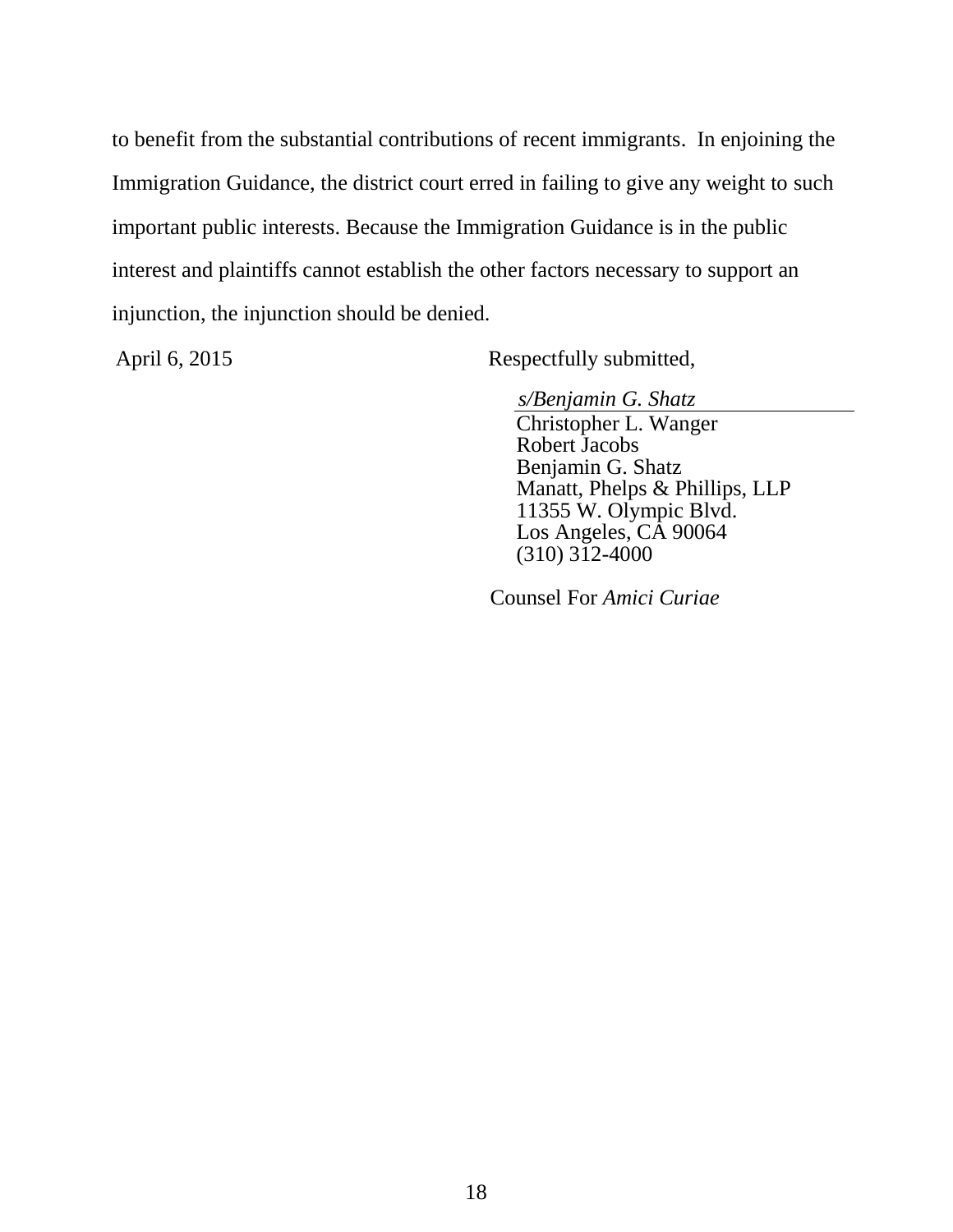to benefit from the substantial contributions of recent immigrants. In enjoining the Immigration Guidance, the district court erred in failing to give any weight to such important public interests. Because the Immigration Guidance is in the public interest and plaintiffs cannot establish the other factors necessary to support an injunction, the injunction should be denied.

April 6, 2015

Respectfully submitted,

*s/Benjamin G. Shatz*

Christopher L. Wanger
Robert Jacobs
Benjamin G. Shatz
Manatt, Phelps & Phillips, LLP
11355 W. Olympic Blvd.
Los Angeles, CA 90064
(310) 312-4000

Counsel For *Amici Curiae*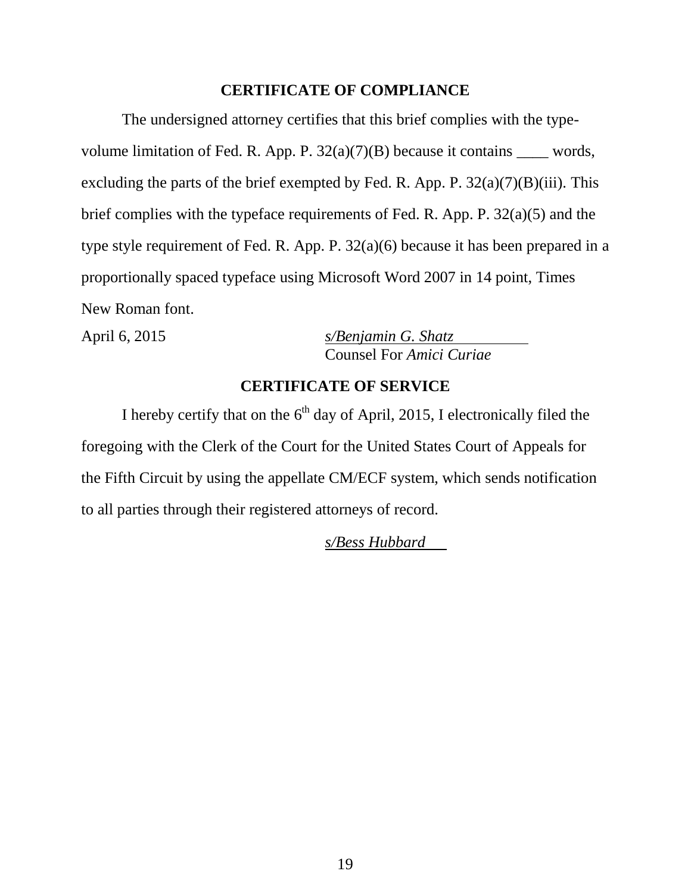## CERTIFICATE OF COMPLIANCE

The undersigned attorney certifies that this brief complies with the type-volume limitation of Fed. R. App. P. 32(a)(7)(B) because it contains ____ words, excluding the parts of the brief exempted by Fed. R. App. P. 32(a)(7)(B)(iii). This brief complies with the typeface requirements of Fed. R. App. P. 32(a)(5) and the type style requirement of Fed. R. App. P. 32(a)(6) because it has been prepared in a proportionally spaced typeface using Microsoft Word 2007 in 14 point, Times New Roman font.

April 6, 2015

*s/Benjamin G. Shatz*
Counsel For *Amici Curiae*

## CERTIFICATE OF SERVICE

I hereby certify that on the 6th day of April, 2015, I electronically filed the foregoing with the Clerk of the Court for the United States Court of Appeals for the Fifth Circuit by using the appellate CM/ECF system, which sends notification to all parties through their registered attorneys of record.

*s/Bess Hubbard*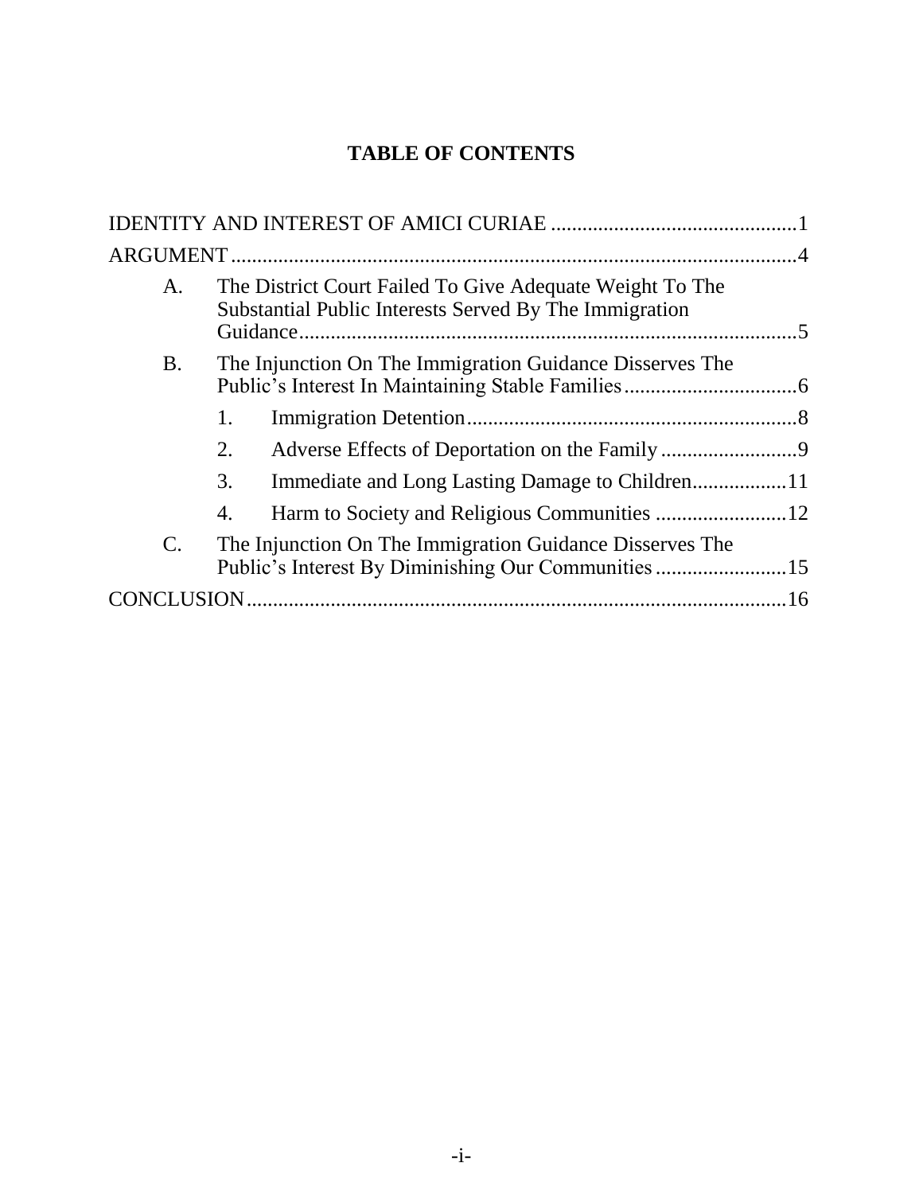# TABLE OF CONTENTS

IDENTITY AND INTEREST OF AMICI CURIAE .............................................1

ARGUMENT .............................................................................................4

- A. The District Court Failed To Give Adequate Weight To The Substantial Public Interests Served By The Immigration Guidance .............................................................................5
- B. The Injunction On The Immigration Guidance Disserves The Public's Interest In Maintaining Stable Families .................................6
  1. Immigration Detention ...............................................................8
  2. Adverse Effects of Deportation on the Family ..........................9
  3. Immediate and Long Lasting Damage to Children..................11
  4. Harm to Society and Religious Communities .........................12
- C. The Injunction On The Immigration Guidance Disserves The Public's Interest By Diminishing Our Communities .........................15

CONCLUSION .......................................................................................16